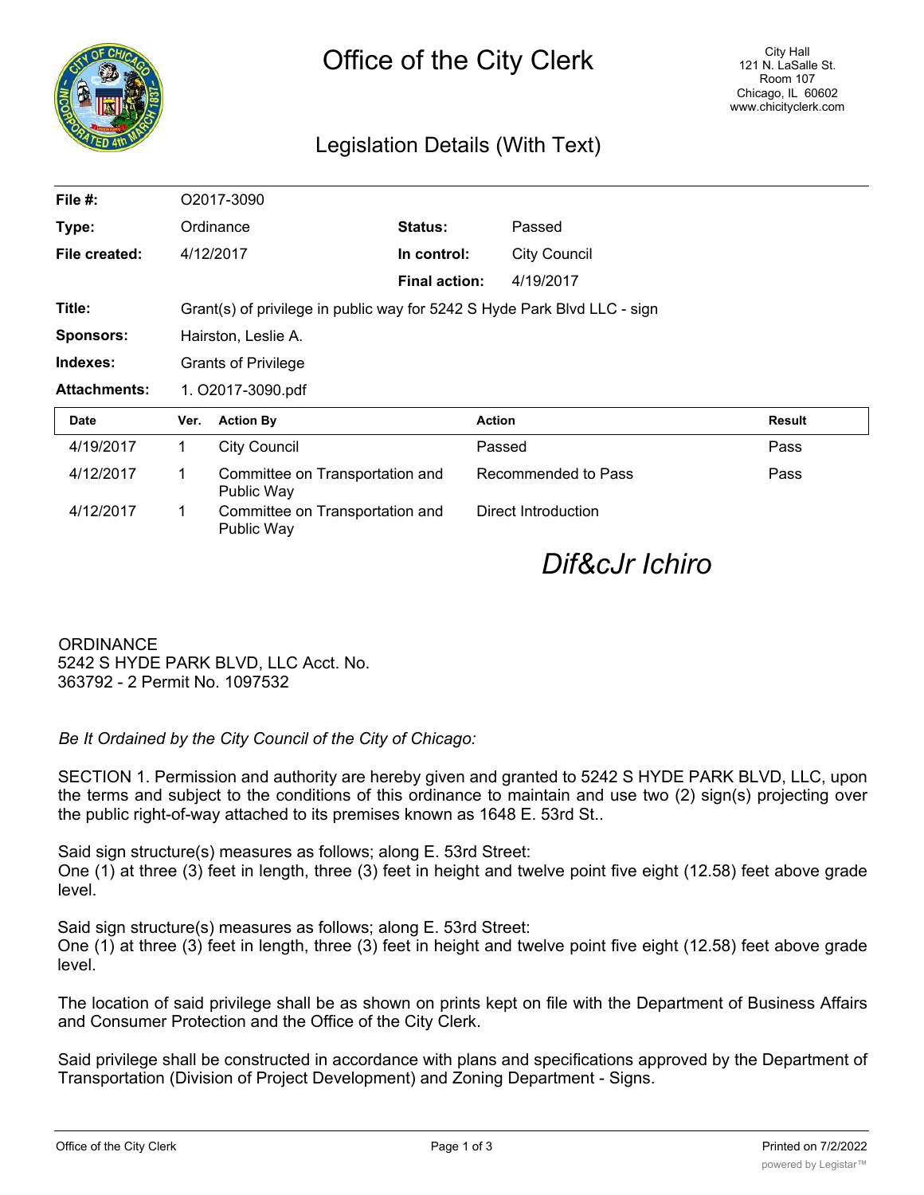# Office of the City Clerk

City Hall
121 N. LaSalle St.
Room 107
Chicago, IL 60602
www.chicityclerk.com

## Legislation Details (With Text)

| | | | |
|---|---|---|---|
| **File #:** | O2017-3090 | | |
| **Type:** | Ordinance | **Status:** | Passed |
| **File created:** | 4/12/2017 | **In control:** | City Council |
| | | **Final action:** | 4/19/2017 |
| **Title:** | Grant(s) of privilege in public way for 5242 S Hyde Park Blvd LLC - sign | | |
| **Sponsors:** | Hairston, Leslie A. | | |
| **Indexes:** | Grants of Privilege | | |
| **Attachments:** | 1. O2017-3090.pdf | | |

| Date | Ver. | Action By | Action | Result |
|---|---|---|---|---|
| 4/19/2017 | 1 | City Council | Passed | Pass |
| 4/12/2017 | 1 | Committee on Transportation and Public Way | Recommended to Pass | Pass |
| 4/12/2017 | 1 | Committee on Transportation and Public Way | Direct Introduction | |

*Dif&cJr Ichiro*

ORDINANCE
5242 S HYDE PARK BLVD, LLC Acct. No.
363792 - 2 Permit No. 1097532

*Be It Ordained by the City Council of the City of Chicago:*

SECTION 1. Permission and authority are hereby given and granted to 5242 S HYDE PARK BLVD, LLC, upon the terms and subject to the conditions of this ordinance to maintain and use two (2) sign(s) projecting over the public right-of-way attached to its premises known as 1648 E. 53rd St..

Said sign structure(s) measures as follows; along E. 53rd Street:
One (1) at three (3) feet in length, three (3) feet in height and twelve point five eight (12.58) feet above grade level.

Said sign structure(s) measures as follows; along E. 53rd Street:
One (1) at three (3) feet in length, three (3) feet in height and twelve point five eight (12.58) feet above grade level.

The location of said privilege shall be as shown on prints kept on file with the Department of Business Affairs and Consumer Protection and the Office of the City Clerk.

Said privilege shall be constructed in accordance with plans and specifications approved by the Department of Transportation (Division of Project Development) and Zoning Department - Signs.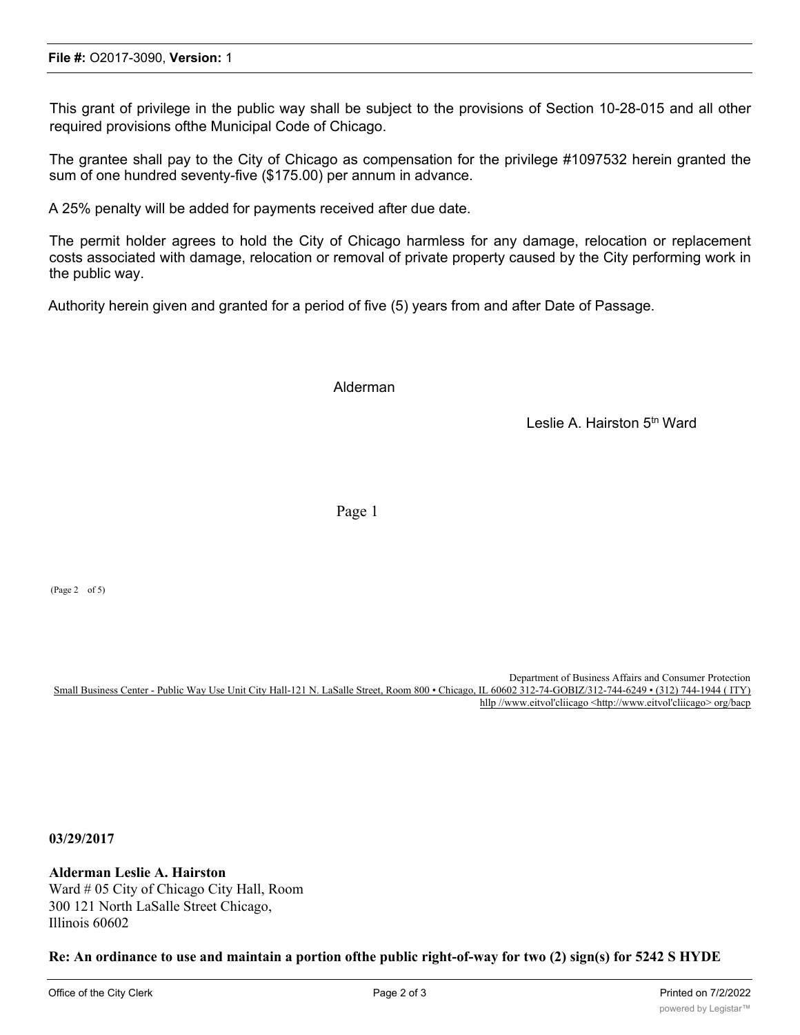This grant of privilege in the public way shall be subject to the provisions of Section 10-28-015 and all other required provisions ofthe Municipal Code of Chicago.

The grantee shall pay to the City of Chicago as compensation for the privilege #1097532 herein granted the sum of one hundred seventy-five ($175.00) per annum in advance.

A 25% penalty will be added for payments received after due date.

The permit holder agrees to hold the City of Chicago harmless for any damage, relocation or replacement costs associated with damage, relocation or removal of private property caused by the City performing work in the public way.

Authority herein given and granted for a period of five (5) years from and after Date of Passage.

Alderman

Leslie A. Hairston 5th Ward

Page 1

(Page 2 of 5)

Department of Business Affairs and Consumer Protection
Small Business Center - Public Way Use Unit City Hall-121 N. LaSalle Street, Room 800 • Chicago, IL 60602 312-74-GOBIZ/312-744-6249 • (312) 744-1944 ( ITY)
hllp //www.eitvol'cliicago <http://www.eitvol'cliicago> org/bacp

**03/29/2017**

**Alderman Leslie A. Hairston**
Ward # 05 City of Chicago City Hall, Room
300 121 North LaSalle Street Chicago,
Illinois 60602

**Re: An ordinance to use and maintain a portion ofthe public right-of-way for two (2) sign(s) for 5242 S HYDE**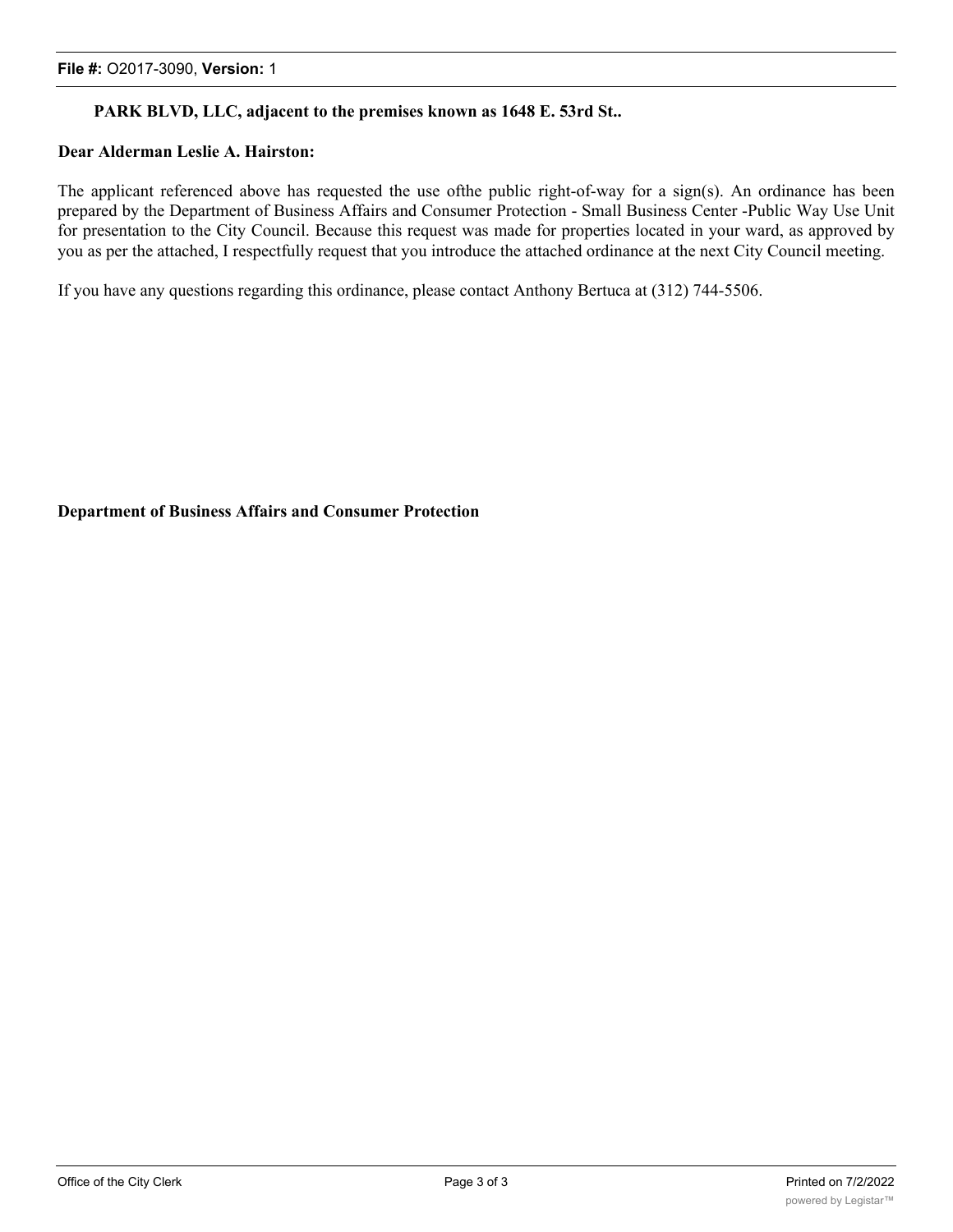**PARK BLVD, LLC, adjacent to the premises known as 1648 E. 53rd St..**

**Dear Alderman Leslie A. Hairston:**

The applicant referenced above has requested the use ofthe public right-of-way for a sign(s). An ordinance has been prepared by the Department of Business Affairs and Consumer Protection - Small Business Center -Public Way Use Unit for presentation to the City Council. Because this request was made for properties located in your ward, as approved by you as per the attached, I respectfully request that you introduce the attached ordinance at the next City Council meeting.

If you have any questions regarding this ordinance, please contact Anthony Bertuca at (312) 744-5506.

**Department of Business Affairs and Consumer Protection**